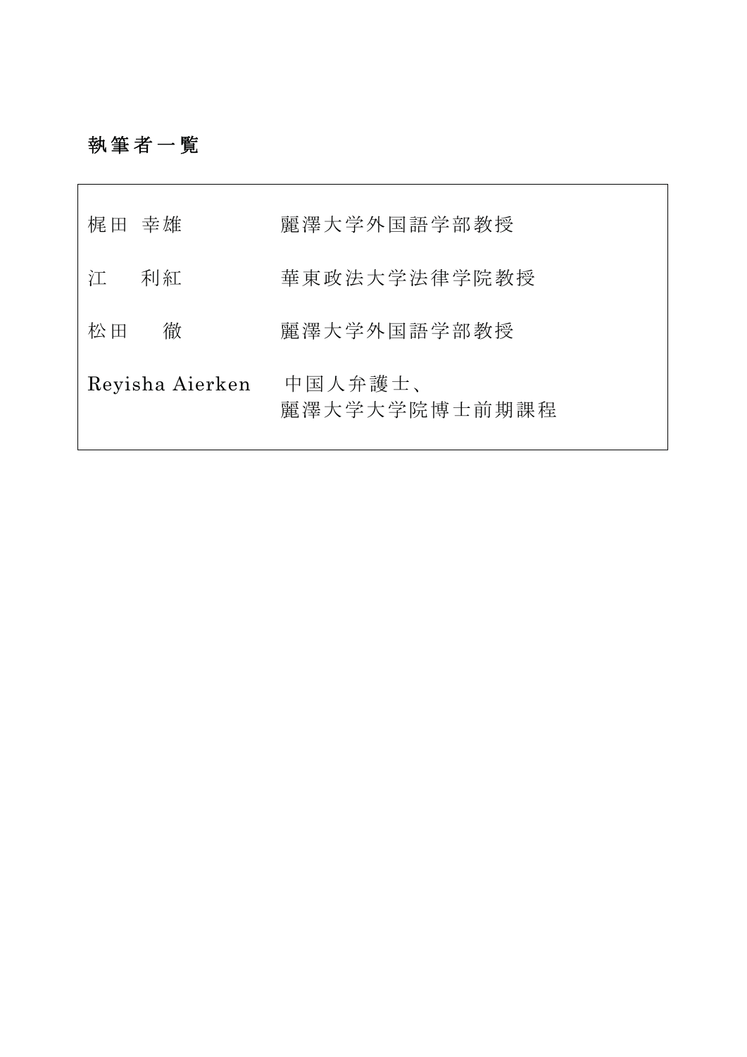## 執筆者一覧

| | |
|---|---|
| 梶田 幸雄 | 麗澤大学外国語学部教授 |
| 江　利紅 | 華東政法大学法律学院教授 |
| 松田　徹 | 麗澤大学外国語学部教授 |
| Reyisha Aierken | 中国人弁護士、<br>麗澤大学大学院博士前期課程 |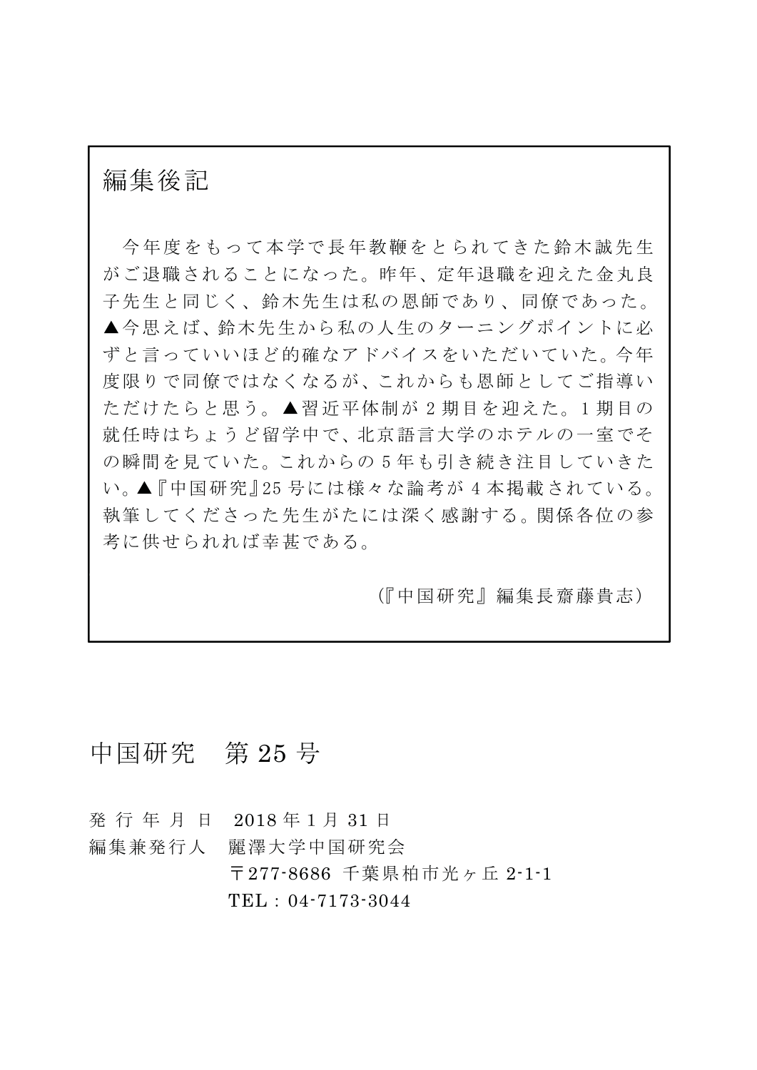## 編集後記

今年度をもって本学で長年教鞭をとられてきた鈴木誠先生がご退職されることになった。昨年、定年退職を迎えた金丸良子先生と同じく、鈴木先生は私の恩師であり、同僚であった。▲今思えば、鈴木先生から私の人生のターニングポイントに必ずと言っていいほど的確なアドバイスをいただいていた。今年度限りで同僚ではなくなるが、これからも恩師としてご指導いただけたらと思う。▲習近平体制が 2 期目を迎えた。1 期目の就任時はちょうど留学中で、北京語言大学のホテルの一室でその瞬間を見ていた。これからの 5 年も引き続き注目していきたい。▲『中国研究』25 号には様々な論考が 4 本掲載されている。執筆してくださった先生がたには深く感謝する。関係各位の参考に供せられれば幸甚である。

（『中国研究』編集長齋藤貴志）

# 中国研究　第 25 号

発行年月日　2018 年 1 月 31 日

編集兼発行人　麗澤大学中国研究会

〒277-8686 千葉県柏市光ヶ丘 2-1-1

TEL : 04-7173-3044